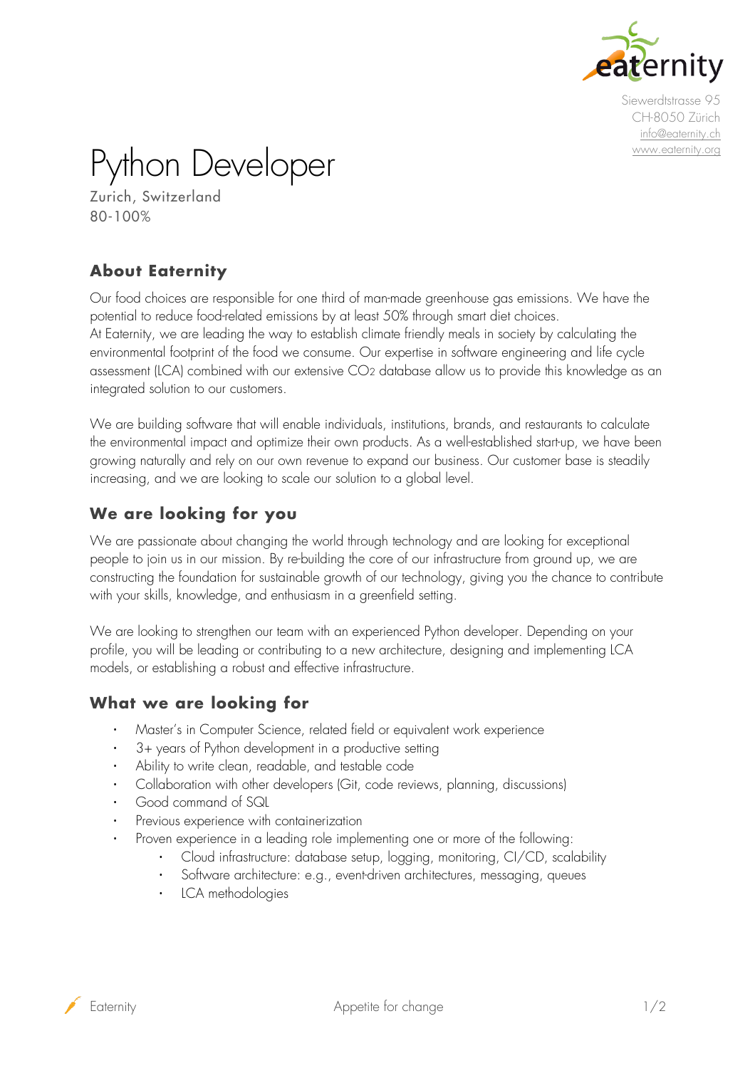Siewerdtstrasse 95
CH-8050 Zürich
info@eaternity.ch
www.eaternity.org

# Python Developer

Zurich, Switzerland
80-100%

## About Eaternity

Our food choices are responsible for one third of man-made greenhouse gas emissions. We have the potential to reduce food-related emissions by at least 50% through smart diet choices.
At Eaternity, we are leading the way to establish climate friendly meals in society by calculating the environmental footprint of the food we consume. Our expertise in software engineering and life cycle assessment (LCA) combined with our extensive $CO_2$ database allow us to provide this knowledge as an integrated solution to our customers.

We are building software that will enable individuals, institutions, brands, and restaurants to calculate the environmental impact and optimize their own products. As a well-established start-up, we have been growing naturally and rely on our own revenue to expand our business. Our customer base is steadily increasing, and we are looking to scale our solution to a global level.

## We are looking for you

We are passionate about changing the world through technology and are looking for exceptional people to join us in our mission. By re-building the core of our infrastructure from ground up, we are constructing the foundation for sustainable growth of our technology, giving you the chance to contribute with your skills, knowledge, and enthusiasm in a greenfield setting.

We are looking to strengthen our team with an experienced Python developer. Depending on your profile, you will be leading or contributing to a new architecture, designing and implementing LCA models, or establishing a robust and effective infrastructure.

## What we are looking for

- Master's in Computer Science, related field or equivalent work experience
- 3+ years of Python development in a productive setting
- Ability to write clean, readable, and testable code
- Collaboration with other developers (Git, code reviews, planning, discussions)
- Good command of SQL
- Previous experience with containerization
- Proven experience in a leading role implementing one or more of the following:
    - Cloud infrastructure: database setup, logging, monitoring, CI/CD, scalability
    - Software architecture: e.g., event-driven architectures, messaging, queues
    - LCA methodologies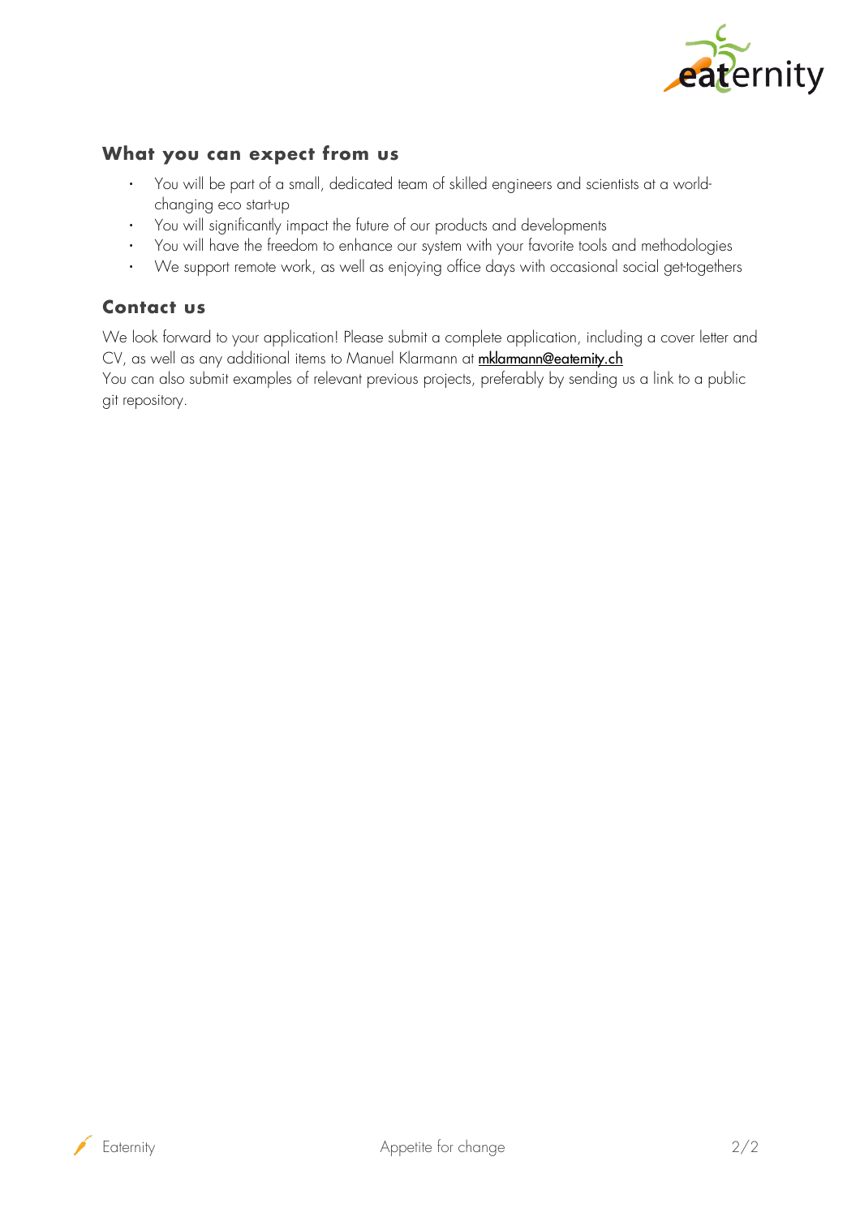## What you can expect from us

- You will be part of a small, dedicated team of skilled engineers and scientists at a world-changing eco start-up
- You will significantly impact the future of our products and developments
- You will have the freedom to enhance our system with your favorite tools and methodologies
- We support remote work, as well as enjoying office days with occasional social get-togethers

## Contact us

We look forward to your application! Please submit a complete application, including a cover letter and CV, as well as any additional items to Manuel Klarmann at [mklarmann@eaternity.ch](mailto:mklarmann@eaternity.ch)
You can also submit examples of relevant previous projects, preferably by sending us a link to a public git repository.